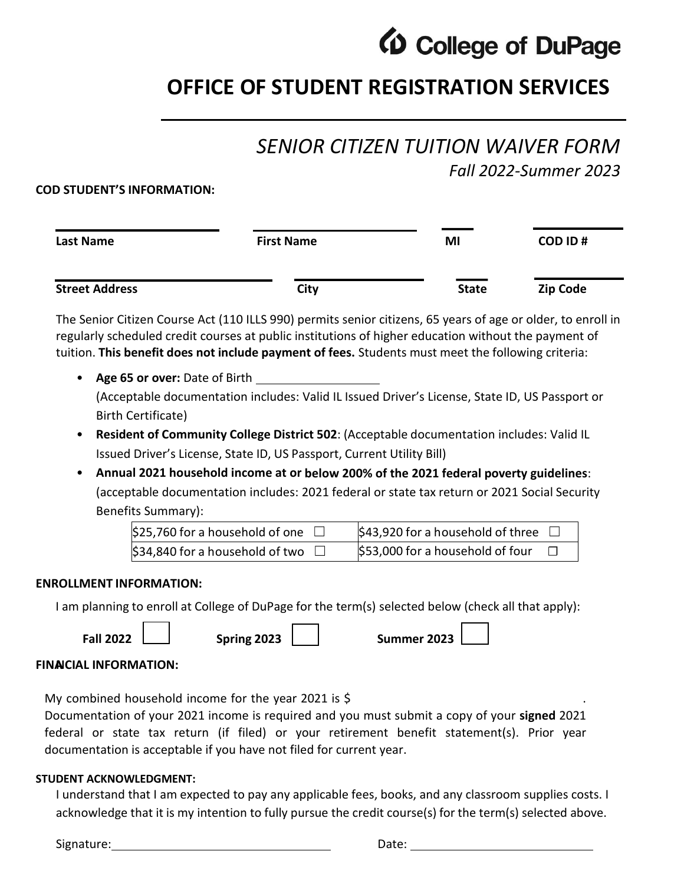College of DuPage

# OFFICE OF STUDENT REGISTRATION SERVICES

## *SENIOR CITIZEN TUITION WAIVER FORM*

*Fall 2022-Summer 2023*

**COD STUDENT'S INFORMATION:**

| **Last Name** | **First Name** | **MI** | **COD ID #** |
|---|---|---|---|
| | | | |

| **Street Address** | **City** | **State** | **Zip Code** |
|---|---|---|---|
| | | | |

The Senior Citizen Course Act (110 ILLS 990) permits senior citizens, 65 years of age or older, to enroll in regularly scheduled credit courses at public institutions of higher education without the payment of tuition. **This benefit does not include payment of fees.** Students must meet the following criteria:

- **Age 65 or over:** Date of Birth ______________
  (Acceptable documentation includes: Valid IL Issued Driver's License, State ID, US Passport or Birth Certificate)
- **Resident of Community College District 502**: (Acceptable documentation includes: Valid IL Issued Driver's License, State ID, US Passport, Current Utility Bill)
- **Annual 2021 household income at or below 200% of the 2021 federal poverty guidelines**: (acceptable documentation includes: 2021 federal or state tax return or 2021 Social Security Benefits Summary):

| | |
|---|---|
| $25,760 for a household of one ☐ | $43,920 for a household of three ☐ |
| $34,840 for a household of two ☐ | $53,000 for a household of four ☐ |

**ENROLLMENT INFORMATION:**

I am planning to enroll at College of DuPage for the term(s) selected below (check all that apply):

**Fall 2022** ☐ **Spring 2023** ☐ **Summer 2023** ☐

**FINANCIAL INFORMATION:**

My combined household income for the year 2021 is $ ______________.
Documentation of your 2021 income is required and you must submit a copy of your **signed** 2021 federal or state tax return (if filed) or your retirement benefit statement(s). Prior year documentation is acceptable if you have not filed for current year.

**STUDENT ACKNOWLEDGMENT:**

I understand that I am expected to pay any applicable fees, books, and any classroom supplies costs. I acknowledge that it is my intention to fully pursue the credit course(s) for the term(s) selected above.

Signature: ______________________ Date: ______________________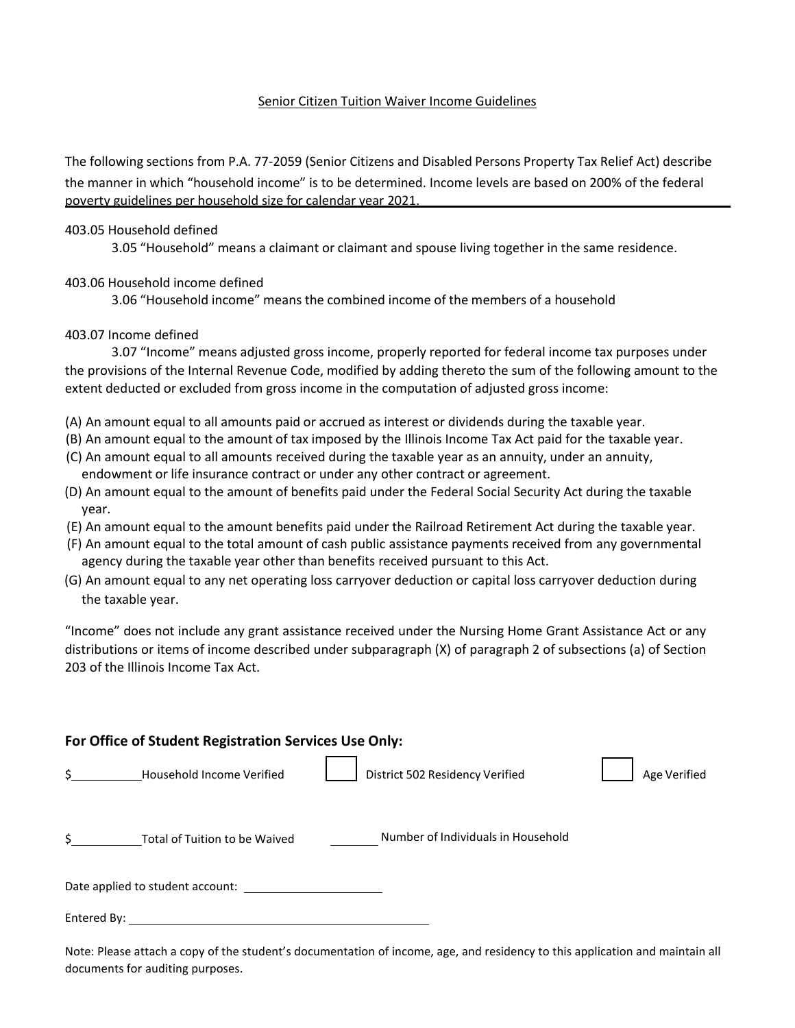## Senior Citizen Tuition Waiver Income Guidelines

The following sections from P.A. 77-2059 (Senior Citizens and Disabled Persons Property Tax Relief Act) describe the manner in which "household income" is to be determined. Income levels are based on 200% of the federal poverty guidelines per household size for calendar year 2021.

403.05 Household defined

3.05 "Household" means a claimant or claimant and spouse living together in the same residence.

403.06 Household income defined

3.06 "Household income" means the combined income of the members of a household

403.07 Income defined

3.07 "Income" means adjusted gross income, properly reported for federal income tax purposes under the provisions of the Internal Revenue Code, modified by adding thereto the sum of the following amount to the extent deducted or excluded from gross income in the computation of adjusted gross income:

(A) An amount equal to all amounts paid or accrued as interest or dividends during the taxable year.
(B) An amount equal to the amount of tax imposed by the Illinois Income Tax Act paid for the taxable year.
(C) An amount equal to all amounts received during the taxable year as an annuity, under an annuity, endowment or life insurance contract or under any other contract or agreement.
(D) An amount equal to the amount of benefits paid under the Federal Social Security Act during the taxable year.
(E) An amount equal to the amount benefits paid under the Railroad Retirement Act during the taxable year.
(F) An amount equal to the total amount of cash public assistance payments received from any governmental agency during the taxable year other than benefits received pursuant to this Act.
(G) An amount equal to any net operating loss carryover deduction or capital loss carryover deduction during the taxable year.

"Income" does not include any grant assistance received under the Nursing Home Grant Assistance Act or any distributions or items of income described under subparagraph (X) of paragraph 2 of subsections (a) of Section 203 of the Illinois Income Tax Act.

### For Office of Student Registration Services Use Only:

$__________ Household Income Verified ☐ District 502 Residency Verified ☐ Age Verified

$__________ Total of Tuition to be Waived ________ Number of Individuals in Household

Date applied to student account: ____________________

Entered By: ______________________________________________

Note: Please attach a copy of the student's documentation of income, age, and residency to this application and maintain all documents for auditing purposes.